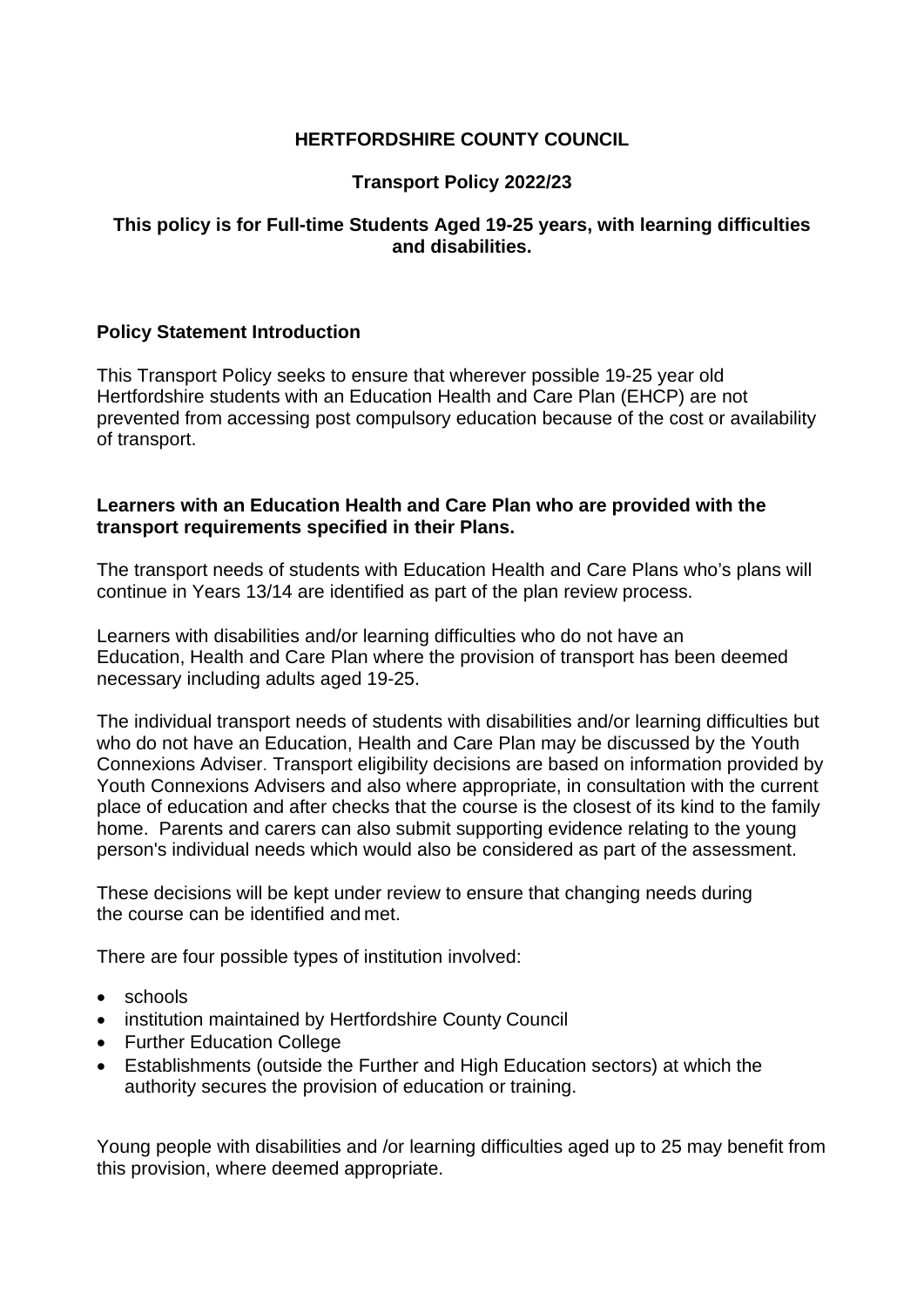# HERTFORDSHIRE COUNTY COUNCIL

## Transport Policy 2022/23

### This policy is for Full-time Students Aged 19-25 years, with learning difficulties and disabilities.

**Policy Statement Introduction**

This Transport Policy seeks to ensure that wherever possible 19-25 year old Hertfordshire students with an Education Health and Care Plan (EHCP) are not prevented from accessing post compulsory education because of the cost or availability of transport.

**Learners with an Education Health and Care Plan who are provided with the transport requirements specified in their Plans.**

The transport needs of students with Education Health and Care Plans who's plans will continue in Years 13/14 are identified as part of the plan review process.

Learners with disabilities and/or learning difficulties who do not have an Education, Health and Care Plan where the provision of transport has been deemed necessary including adults aged 19-25.

The individual transport needs of students with disabilities and/or learning difficulties but who do not have an Education, Health and Care Plan may be discussed by the Youth Connexions Adviser. Transport eligibility decisions are based on information provided by Youth Connexions Advisers and also where appropriate, in consultation with the current place of education and after checks that the course is the closest of its kind to the family home. Parents and carers can also submit supporting evidence relating to the young person's individual needs which would also be considered as part of the assessment.

These decisions will be kept under review to ensure that changing needs during the course can be identified and met.

There are four possible types of institution involved:

- schools
- institution maintained by Hertfordshire County Council
- Further Education College
- Establishments (outside the Further and High Education sectors) at which the authority secures the provision of education or training.

Young people with disabilities and /or learning difficulties aged up to 25 may benefit from this provision, where deemed appropriate.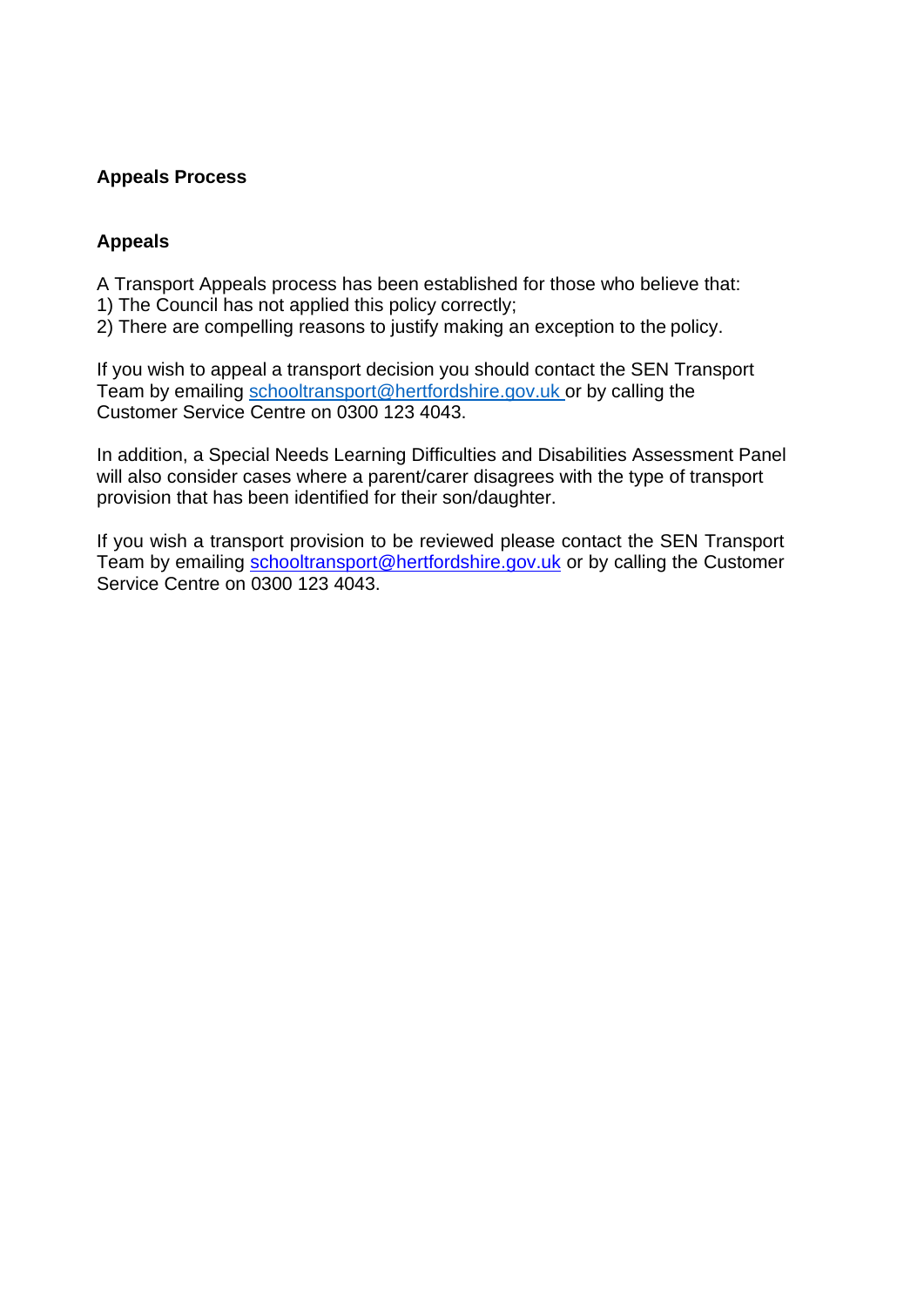**Appeals Process**

**Appeals**

A Transport Appeals process has been established for those who believe that:
1) The Council has not applied this policy correctly;
2) There are compelling reasons to justify making an exception to the policy.

If you wish to appeal a transport decision you should contact the SEN Transport Team by emailing schooltransport@hertfordshire.gov.uk or by calling the Customer Service Centre on 0300 123 4043.

In addition, a Special Needs Learning Difficulties and Disabilities Assessment Panel will also consider cases where a parent/carer disagrees with the type of transport provision that has been identified for their son/daughter.

If you wish a transport provision to be reviewed please contact the SEN Transport Team by emailing schooltransport@hertfordshire.gov.uk or by calling the Customer Service Centre on 0300 123 4043.